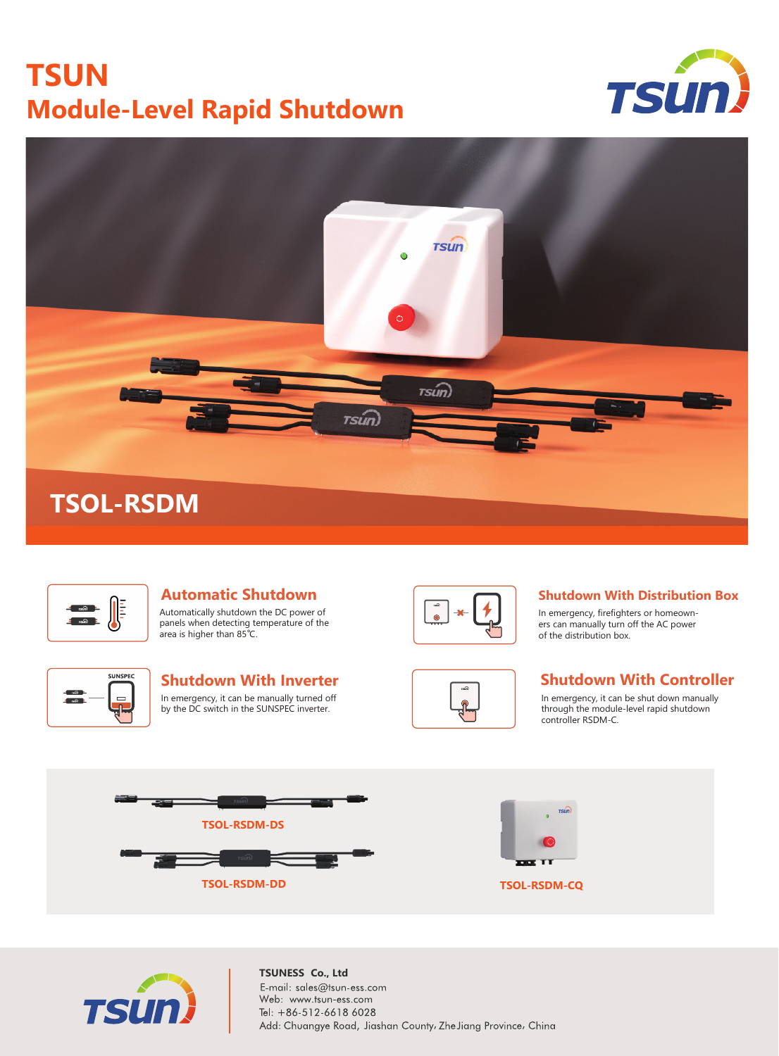# TSUN

## Module-Level Rapid Shutdown

## TSOL-RSDM

### Automatic Shutdown

Automatically shutdown the DC power of panels when detecting temperature of the area is higher than 85℃.

### Shutdown With Distribution Box

In emergency, firefighters or homeowners can manually turn off the AC power of the distribution box.

### Shutdown With Inverter

In emergency, it can be manually turned off by the DC switch in the SUNSPEC inverter.

### Shutdown With Controller

In emergency, it can be shut down manually through the module-level rapid shutdown controller RSDM-C.

TSOL-RSDM-DS

TSOL-RSDM-DD

TSOL-RSDM-CQ

**TSUNESS Co., Ltd**

E-mail: sales@tsun-ess.com

Web: www.tsun-ess.com

Tel: +86-512-6618 6028

Add: Chuangye Road, Jiashan County, ZheJiang Province, China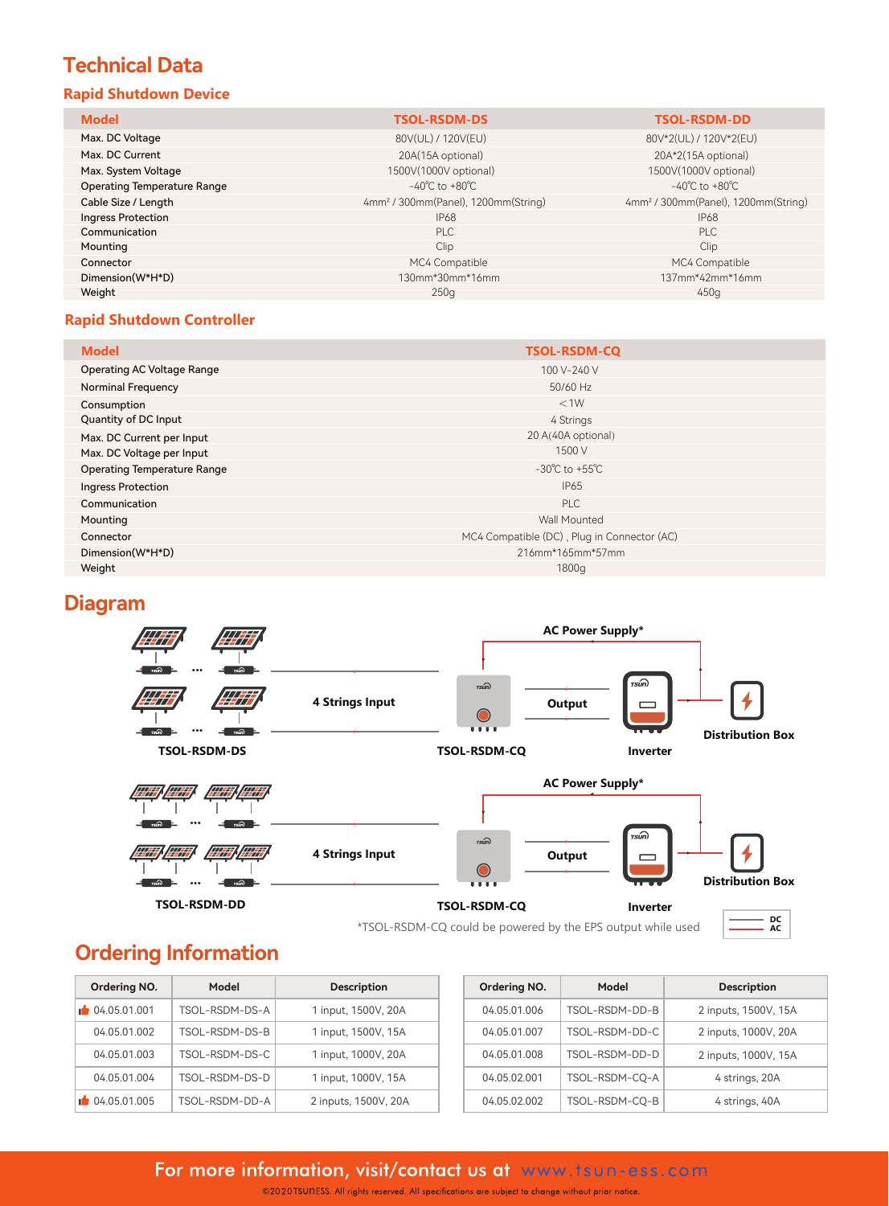# Technical Data

## Rapid Shutdown Device

| Model | TSOL-RSDM-DS | TSOL-RSDM-DD |
|---|---|---|
| Max. DC Voltage | 80V(UL) / 120V(EU) | 80V*2(UL) / 120V*2(EU) |
| Max. DC Current | 20A(15A optional) | 20A*2(15A optional) |
| Max. System Voltage | 1500V(1000V optional) | 1500V(1000V optional) |
| Operating Temperature Range | -40℃ to +80℃ | -40℃ to +80℃ |
| Cable Size / Length | 4mm² / 300mm(Panel), 1200mm(String) | 4mm² / 300mm(Panel), 1200mm(String) |
| Ingress Protection | IP68 | IP68 |
| Communication | PLC | PLC |
| Mounting | Clip | Clip |
| Connector | MC4 Compatible | MC4 Compatible |
| Dimension(W*H*D) | 130mm*30mm*16mm | 137mm*42mm*16mm |
| Weight | 250g | 450g |

## Rapid Shutdown Controller

| Model | TSOL-RSDM-CQ |
|---|---|
| Operating AC Voltage Range | 100 V-240 V |
| Norminal Frequency | 50/60 Hz |
| Consumption | ＜1W |
| Quantity of DC Input | 4 Strings |
| Max. DC Current per Input | 20 A(40A optional) |
| Max. DC Voltage per Input | 1500 V |
| Operating Temperature Range | -30℃ to +55℃ |
| Ingress Protection | IP65 |
| Communication | PLC |
| Mounting | Wall Mounted |
| Connector | MC4 Compatible (DC) , Plug in Connector (AC) |
| Dimension(W*H*D) | 216mm*165mm*57mm |
| Weight | 1800g |

# Diagram

AC Power Supply*

4 Strings Input

Output

Distribution Box

TSOL-RSDM-DS

TSOL-RSDM-CQ

Inverter

AC Power Supply*

4 Strings Input

Output

Distribution Box

TSOL-RSDM-DD

TSOL-RSDM-CQ

Inverter

*TSOL-RSDM-CQ could be powered by the EPS output while used

DC
AC

# Ordering Information

| Ordering NO. | Model | Description |
|---|---|---|
| 04.05.01.001 | TSOL-RSDM-DS-A | 1 input, 1500V, 20A |
| 04.05.01.002 | TSOL-RSDM-DS-B | 1 input, 1500V, 15A |
| 04.05.01.003 | TSOL-RSDM-DS-C | 1 input, 1000V, 20A |
| 04.05.01.004 | TSOL-RSDM-DS-D | 1 input, 1000V, 15A |
| 04.05.01.005 | TSOL-RSDM-DD-A | 2 inputs, 1500V, 20A |
| 04.05.01.006 | TSOL-RSDM-DD-B | 2 inputs, 1500V, 15A |
| 04.05.01.007 | TSOL-RSDM-DD-C | 2 inputs, 1000V, 20A |
| 04.05.01.008 | TSOL-RSDM-DD-D | 2 inputs, 1000V, 15A |
| 04.05.02.001 | TSOL-RSDM-CQ-A | 4 strings, 20A |
| 04.05.02.002 | TSOL-RSDM-CQ-B | 4 strings, 40A |

For more information, visit/contact us at www.tsun-ess.com

©2020TSUNESS. All rights reserved. All specifications are subject to change without prior notice.